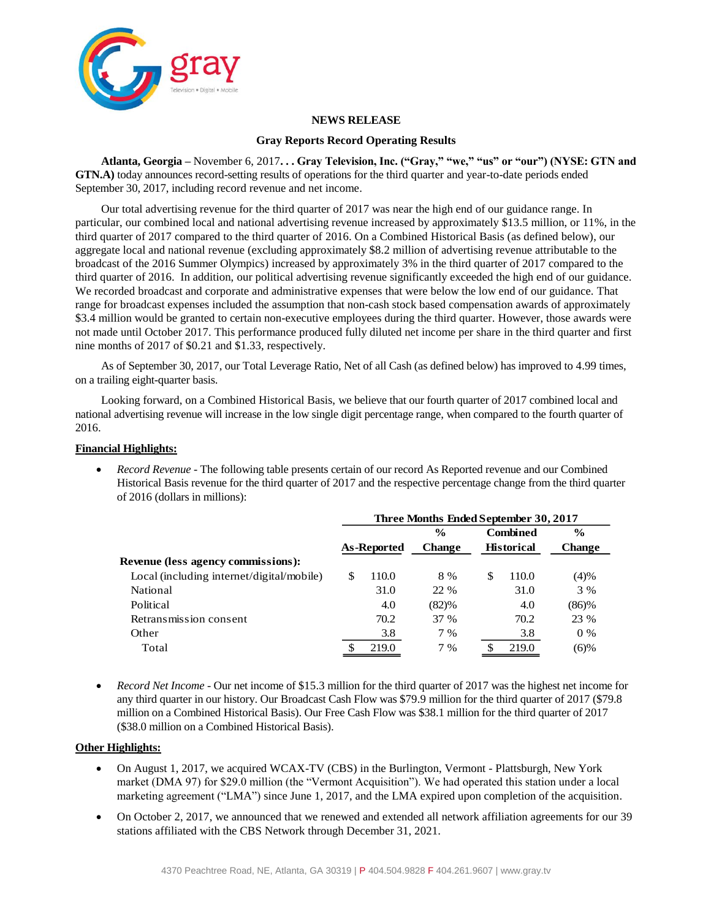**NEWS RELEASE**

**Gray Reports Record Operating Results**

**Atlanta, Georgia** – November 6, 2017**. . . Gray Television, Inc. ("Gray," "we," "us" or "our") (NYSE: GTN and GTN.A)** today announces record-setting results of operations for the third quarter and year-to-date periods ended September 30, 2017, including record revenue and net income.

Our total advertising revenue for the third quarter of 2017 was near the high end of our guidance range. In particular, our combined local and national advertising revenue increased by approximately $13.5 million, or 11%, in the third quarter of 2017 compared to the third quarter of 2016. On a Combined Historical Basis (as defined below), our aggregate local and national revenue (excluding approximately $8.2 million of advertising revenue attributable to the broadcast of the 2016 Summer Olympics) increased by approximately 3% in the third quarter of 2017 compared to the third quarter of 2016. In addition, our political advertising revenue significantly exceeded the high end of our guidance. We recorded broadcast and corporate and administrative expenses that were below the low end of our guidance. That range for broadcast expenses included the assumption that non-cash stock based compensation awards of approximately $3.4 million would be granted to certain non-executive employees during the third quarter. However, those awards were not made until October 2017. This performance produced fully diluted net income per share in the third quarter and first nine months of 2017 of $0.21 and $1.33, respectively.

As of September 30, 2017, our Total Leverage Ratio, Net of all Cash (as defined below) has improved to 4.99 times, on a trailing eight-quarter basis.

Looking forward, on a Combined Historical Basis, we believe that our fourth quarter of 2017 combined local and national advertising revenue will increase in the low single digit percentage range, when compared to the fourth quarter of 2016.

**Financial Highlights:**

- *Record Revenue* - The following table presents certain of our record As Reported revenue and our Combined Historical Basis revenue for the third quarter of 2017 and the respective percentage change from the third quarter of 2016 (dollars in millions):

| | Three Months Ended September 30, 2017 | | | |
|---|---|---|---|---|
| | As-Reported | % Change | Combined Historical | % Change |
| **Revenue (less agency commissions):** | | | | |
| Local (including internet/digital/mobile) | $ 110.0 | 8 % | $ 110.0 | (4)% |
| National | 31.0 | 22 % | 31.0 | 3 % |
| Political | 4.0 | (82)% | 4.0 | (86)% |
| Retransmission consent | 70.2 | 37 % | 70.2 | 23 % |
| Other | 3.8 | 7 % | 3.8 | 0 % |
| Total | $ 219.0 | 7 % | $ 219.0 | (6)% |

- *Record Net Income* - Our net income of $15.3 million for the third quarter of 2017 was the highest net income for any third quarter in our history. Our Broadcast Cash Flow was $79.9 million for the third quarter of 2017 ($79.8 million on a Combined Historical Basis). Our Free Cash Flow was $38.1 million for the third quarter of 2017 ($38.0 million on a Combined Historical Basis).

**Other Highlights:**

- On August 1, 2017, we acquired WCAX-TV (CBS) in the Burlington, Vermont - Plattsburgh, New York market (DMA 97) for $29.0 million (the "Vermont Acquisition"). We had operated this station under a local marketing agreement ("LMA") since June 1, 2017, and the LMA expired upon completion of the acquisition.
- On October 2, 2017, we announced that we renewed and extended all network affiliation agreements for our 39 stations affiliated with the CBS Network through December 31, 2021.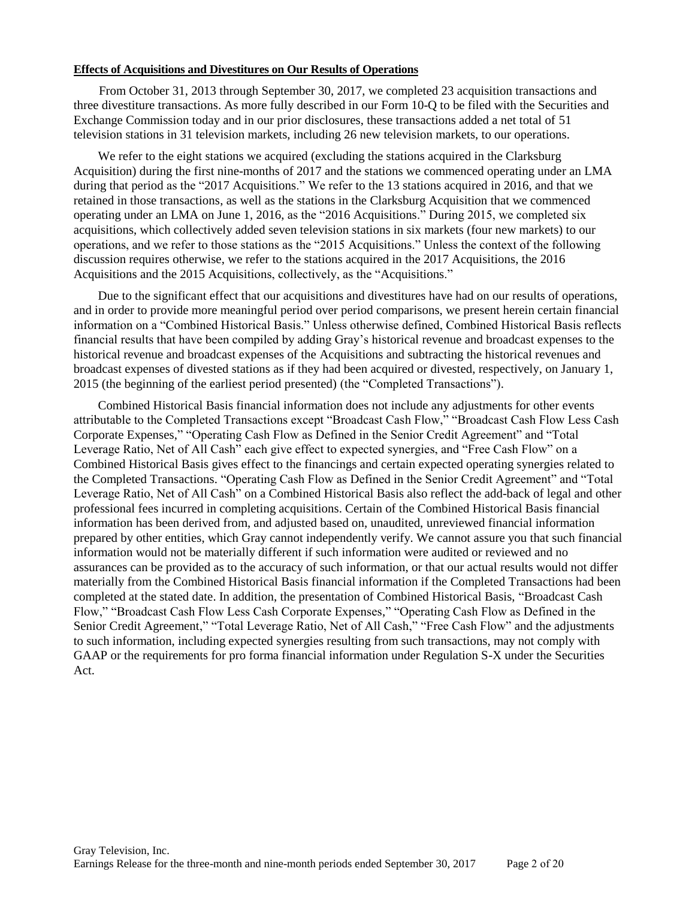**Effects of Acquisitions and Divestitures on Our Results of Operations**

From October 31, 2013 through September 30, 2017, we completed 23 acquisition transactions and three divestiture transactions. As more fully described in our Form 10-Q to be filed with the Securities and Exchange Commission today and in our prior disclosures, these transactions added a net total of 51 television stations in 31 television markets, including 26 new television markets, to our operations.

We refer to the eight stations we acquired (excluding the stations acquired in the Clarksburg Acquisition) during the first nine-months of 2017 and the stations we commenced operating under an LMA during that period as the "2017 Acquisitions." We refer to the 13 stations acquired in 2016, and that we retained in those transactions, as well as the stations in the Clarksburg Acquisition that we commenced operating under an LMA on June 1, 2016, as the "2016 Acquisitions." During 2015, we completed six acquisitions, which collectively added seven television stations in six markets (four new markets) to our operations, and we refer to those stations as the "2015 Acquisitions." Unless the context of the following discussion requires otherwise, we refer to the stations acquired in the 2017 Acquisitions, the 2016 Acquisitions and the 2015 Acquisitions, collectively, as the "Acquisitions."

Due to the significant effect that our acquisitions and divestitures have had on our results of operations, and in order to provide more meaningful period over period comparisons, we present herein certain financial information on a "Combined Historical Basis." Unless otherwise defined, Combined Historical Basis reflects financial results that have been compiled by adding Gray's historical revenue and broadcast expenses to the historical revenue and broadcast expenses of the Acquisitions and subtracting the historical revenues and broadcast expenses of divested stations as if they had been acquired or divested, respectively, on January 1, 2015 (the beginning of the earliest period presented) (the "Completed Transactions").

Combined Historical Basis financial information does not include any adjustments for other events attributable to the Completed Transactions except "Broadcast Cash Flow," "Broadcast Cash Flow Less Cash Corporate Expenses," "Operating Cash Flow as Defined in the Senior Credit Agreement" and "Total Leverage Ratio, Net of All Cash" each give effect to expected synergies, and "Free Cash Flow" on a Combined Historical Basis gives effect to the financings and certain expected operating synergies related to the Completed Transactions. "Operating Cash Flow as Defined in the Senior Credit Agreement" and "Total Leverage Ratio, Net of All Cash" on a Combined Historical Basis also reflect the add-back of legal and other professional fees incurred in completing acquisitions. Certain of the Combined Historical Basis financial information has been derived from, and adjusted based on, unaudited, unreviewed financial information prepared by other entities, which Gray cannot independently verify. We cannot assure you that such financial information would not be materially different if such information were audited or reviewed and no assurances can be provided as to the accuracy of such information, or that our actual results would not differ materially from the Combined Historical Basis financial information if the Completed Transactions had been completed at the stated date. In addition, the presentation of Combined Historical Basis, "Broadcast Cash Flow," "Broadcast Cash Flow Less Cash Corporate Expenses," "Operating Cash Flow as Defined in the Senior Credit Agreement," "Total Leverage Ratio, Net of All Cash," "Free Cash Flow" and the adjustments to such information, including expected synergies resulting from such transactions, may not comply with GAAP or the requirements for pro forma financial information under Regulation S-X under the Securities Act.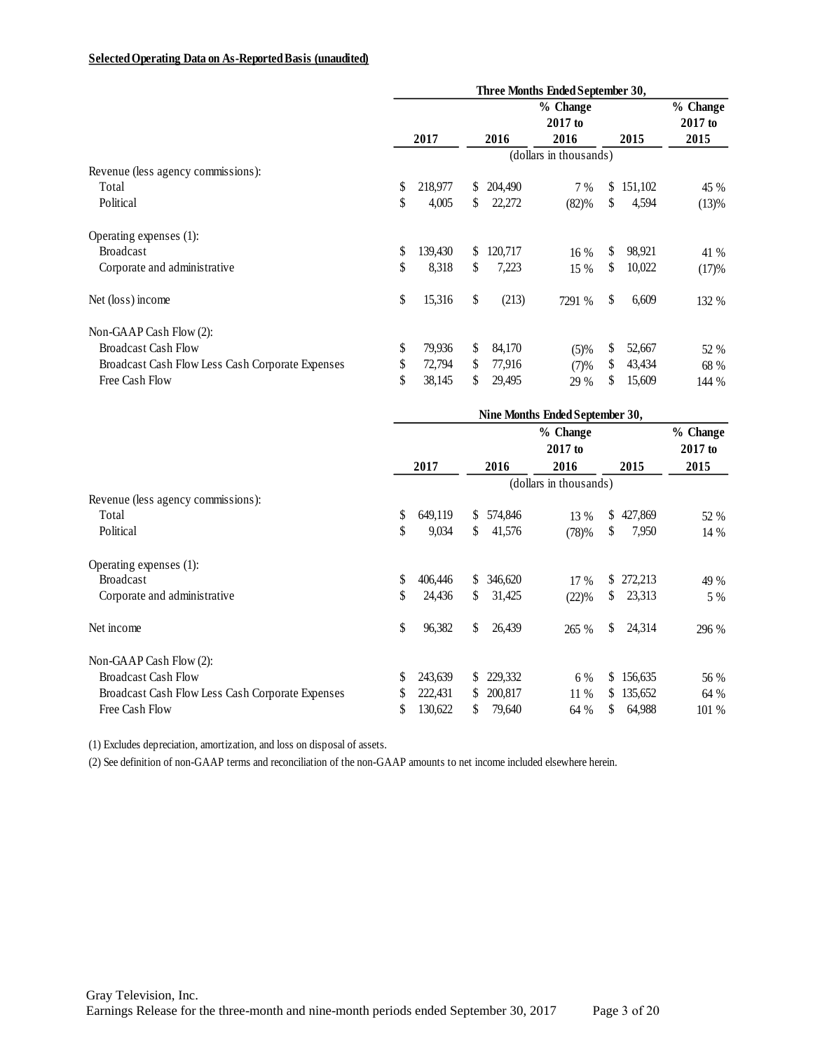**Selected Operating Data on As-Reported Basis (unaudited)**

| | Three Months Ended September 30, | | | | |
|---|---|---|---|---|---|
| | 2017 | 2016 | % Change 2017 to 2016 | 2015 | % Change 2017 to 2015 |
| | (dollars in thousands) | | | | |
| Revenue (less agency commissions): | | | | | |
| Total | $ 218,977 | $ 204,490 | 7 % | $ 151,102 | 45 % |
| Political | $ 4,005 | $ 22,272 | (82)% | $ 4,594 | (13)% |
| Operating expenses (1): | | | | | |
| Broadcast | $ 139,430 | $ 120,717 | 16 % | $ 98,921 | 41 % |
| Corporate and administrative | $ 8,318 | $ 7,223 | 15 % | $ 10,022 | (17)% |
| Net (loss) income | $ 15,316 | $ (213) | 7291 % | $ 6,609 | 132 % |
| Non-GAAP Cash Flow (2): | | | | | |
| Broadcast Cash Flow | $ 79,936 | $ 84,170 | (5)% | $ 52,667 | 52 % |
| Broadcast Cash Flow Less Cash Corporate Expenses | $ 72,794 | $ 77,916 | (7)% | $ 43,434 | 68 % |
| Free Cash Flow | $ 38,145 | $ 29,495 | 29 % | $ 15,609 | 144 % |

| | Nine Months Ended September 30, | | | | |
|---|---|---|---|---|---|
| | 2017 | 2016 | % Change 2017 to 2016 | 2015 | % Change 2017 to 2015 |
| | (dollars in thousands) | | | | |
| Revenue (less agency commissions): | | | | | |
| Total | $ 649,119 | $ 574,846 | 13 % | $ 427,869 | 52 % |
| Political | $ 9,034 | $ 41,576 | (78)% | $ 7,950 | 14 % |
| Operating expenses (1): | | | | | |
| Broadcast | $ 406,446 | $ 346,620 | 17 % | $ 272,213 | 49 % |
| Corporate and administrative | $ 24,436 | $ 31,425 | (22)% | $ 23,313 | 5 % |
| Net income | $ 96,382 | $ 26,439 | 265 % | $ 24,314 | 296 % |
| Non-GAAP Cash Flow (2): | | | | | |
| Broadcast Cash Flow | $ 243,639 | $ 229,332 | 6 % | $ 156,635 | 56 % |
| Broadcast Cash Flow Less Cash Corporate Expenses | $ 222,431 | $ 200,817 | 11 % | $ 135,652 | 64 % |
| Free Cash Flow | $ 130,622 | $ 79,640 | 64 % | $ 64,988 | 101 % |

(1) Excludes depreciation, amortization, and loss on disposal of assets.

(2) See definition of non-GAAP terms and reconciliation of the non-GAAP amounts to net income included elsewhere herein.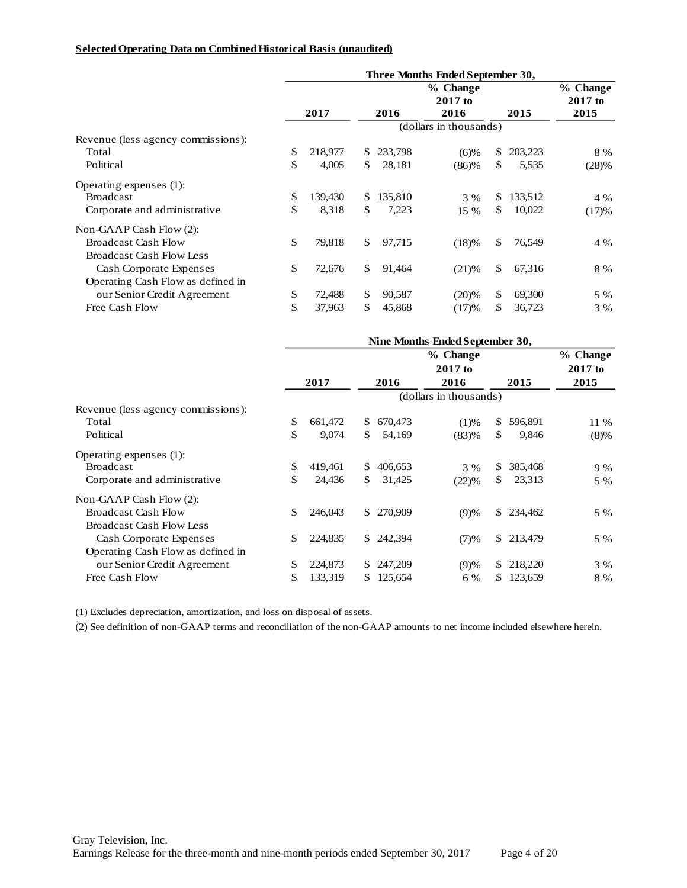**Selected Operating Data on Combined Historical Basis (unaudited)**

| | Three Months Ended September 30, | | | | |
|---|---|---|---|---|---|
| | 2017 | 2016 | % Change 2017 to 2016 | 2015 | % Change 2017 to 2015 |
| | (dollars in thousands) | | | | |
| Revenue (less agency commissions): | | | | | |
| Total | $ 218,977 | $ 233,798 | (6)% | $ 203,223 | 8 % |
| Political | $ 4,005 | $ 28,181 | (86)% | $ 5,535 | (28)% |
| Operating expenses (1): | | | | | |
| Broadcast | $ 139,430 | $ 135,810 | 3 % | $ 133,512 | 4 % |
| Corporate and administrative | $ 8,318 | $ 7,223 | 15 % | $ 10,022 | (17)% |
| Non-GAAP Cash Flow (2): | | | | | |
| Broadcast Cash Flow | $ 79,818 | $ 97,715 | (18)% | $ 76,549 | 4 % |
| Broadcast Cash Flow Less Cash Corporate Expenses | $ 72,676 | $ 91,464 | (21)% | $ 67,316 | 8 % |
| Operating Cash Flow as defined in our Senior Credit Agreement | $ 72,488 | $ 90,587 | (20)% | $ 69,300 | 5 % |
| Free Cash Flow | $ 37,963 | $ 45,868 | (17)% | $ 36,723 | 3 % |

| | Nine Months Ended September 30, | | | | |
|---|---|---|---|---|---|
| | 2017 | 2016 | % Change 2017 to 2016 | 2015 | % Change 2017 to 2015 |
| | (dollars in thousands) | | | | |
| Revenue (less agency commissions): | | | | | |
| Total | $ 661,472 | $ 670,473 | (1)% | $ 596,891 | 11 % |
| Political | $ 9,074 | $ 54,169 | (83)% | $ 9,846 | (8)% |
| Operating expenses (1): | | | | | |
| Broadcast | $ 419,461 | $ 406,653 | 3 % | $ 385,468 | 9 % |
| Corporate and administrative | $ 24,436 | $ 31,425 | (22)% | $ 23,313 | 5 % |
| Non-GAAP Cash Flow (2): | | | | | |
| Broadcast Cash Flow | $ 246,043 | $ 270,909 | (9)% | $ 234,462 | 5 % |
| Broadcast Cash Flow Less Cash Corporate Expenses | $ 224,835 | $ 242,394 | (7)% | $ 213,479 | 5 % |
| Operating Cash Flow as defined in our Senior Credit Agreement | $ 224,873 | $ 247,209 | (9)% | $ 218,220 | 3 % |
| Free Cash Flow | $ 133,319 | $ 125,654 | 6 % | $ 123,659 | 8 % |

(1) Excludes depreciation, amortization, and loss on disposal of assets.

(2) See definition of non-GAAP terms and reconciliation of the non-GAAP amounts to net income included elsewhere herein.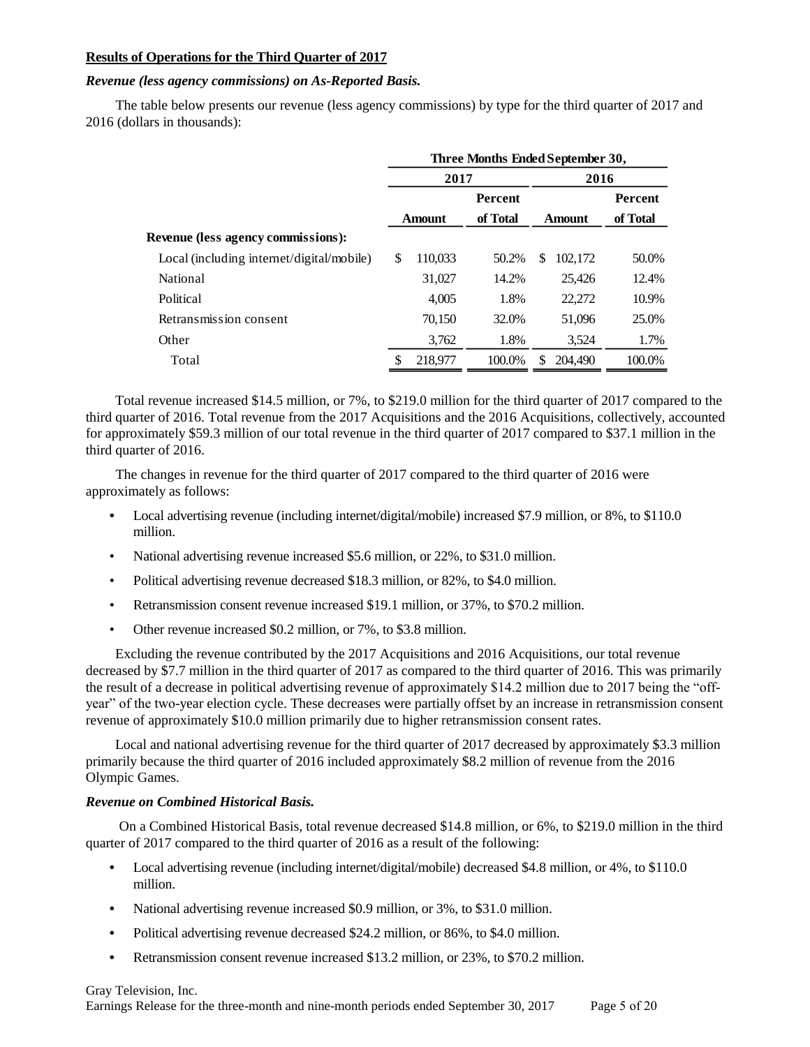**Results of Operations for the Third Quarter of 2017**

***Revenue (less agency commissions) on As-Reported Basis.***

The table below presents our revenue (less agency commissions) by type for the third quarter of 2017 and 2016 (dollars in thousands):

| | Three Months Ended September 30, | | | |
|---|---|---|---|---|
| | 2017 | | 2016 | |
| | Amount | Percent of Total | Amount | Percent of Total |
| **Revenue (less agency commissions):** | | | | |
| Local (including internet/digital/mobile) | $ 110,033 | 50.2% | $ 102,172 | 50.0% |
| National | 31,027 | 14.2% | 25,426 | 12.4% |
| Political | 4,005 | 1.8% | 22,272 | 10.9% |
| Retransmission consent | 70,150 | 32.0% | 51,096 | 25.0% |
| Other | 3,762 | 1.8% | 3,524 | 1.7% |
| Total | $ 218,977 | 100.0% | $ 204,490 | 100.0% |

Total revenue increased $14.5 million, or 7%, to $219.0 million for the third quarter of 2017 compared to the third quarter of 2016. Total revenue from the 2017 Acquisitions and the 2016 Acquisitions, collectively, accounted for approximately $59.3 million of our total revenue in the third quarter of 2017 compared to $37.1 million in the third quarter of 2016.

The changes in revenue for the third quarter of 2017 compared to the third quarter of 2016 were approximately as follows:

- Local advertising revenue (including internet/digital/mobile) increased $7.9 million, or 8%, to $110.0 million.
- National advertising revenue increased $5.6 million, or 22%, to $31.0 million.
- Political advertising revenue decreased $18.3 million, or 82%, to $4.0 million.
- Retransmission consent revenue increased $19.1 million, or 37%, to $70.2 million.
- Other revenue increased $0.2 million, or 7%, to $3.8 million.

Excluding the revenue contributed by the 2017 Acquisitions and 2016 Acquisitions, our total revenue decreased by $7.7 million in the third quarter of 2017 as compared to the third quarter of 2016. This was primarily the result of a decrease in political advertising revenue of approximately $14.2 million due to 2017 being the "off-year" of the two-year election cycle. These decreases were partially offset by an increase in retransmission consent revenue of approximately $10.0 million primarily due to higher retransmission consent rates.

Local and national advertising revenue for the third quarter of 2017 decreased by approximately $3.3 million primarily because the third quarter of 2016 included approximately $8.2 million of revenue from the 2016 Olympic Games.

***Revenue on Combined Historical Basis.***

On a Combined Historical Basis, total revenue decreased $14.8 million, or 6%, to $219.0 million in the third quarter of 2017 compared to the third quarter of 2016 as a result of the following:

- Local advertising revenue (including internet/digital/mobile) decreased $4.8 million, or 4%, to $110.0 million.
- National advertising revenue increased $0.9 million, or 3%, to $31.0 million.
- Political advertising revenue decreased $24.2 million, or 86%, to $4.0 million.
- Retransmission consent revenue increased $13.2 million, or 23%, to $70.2 million.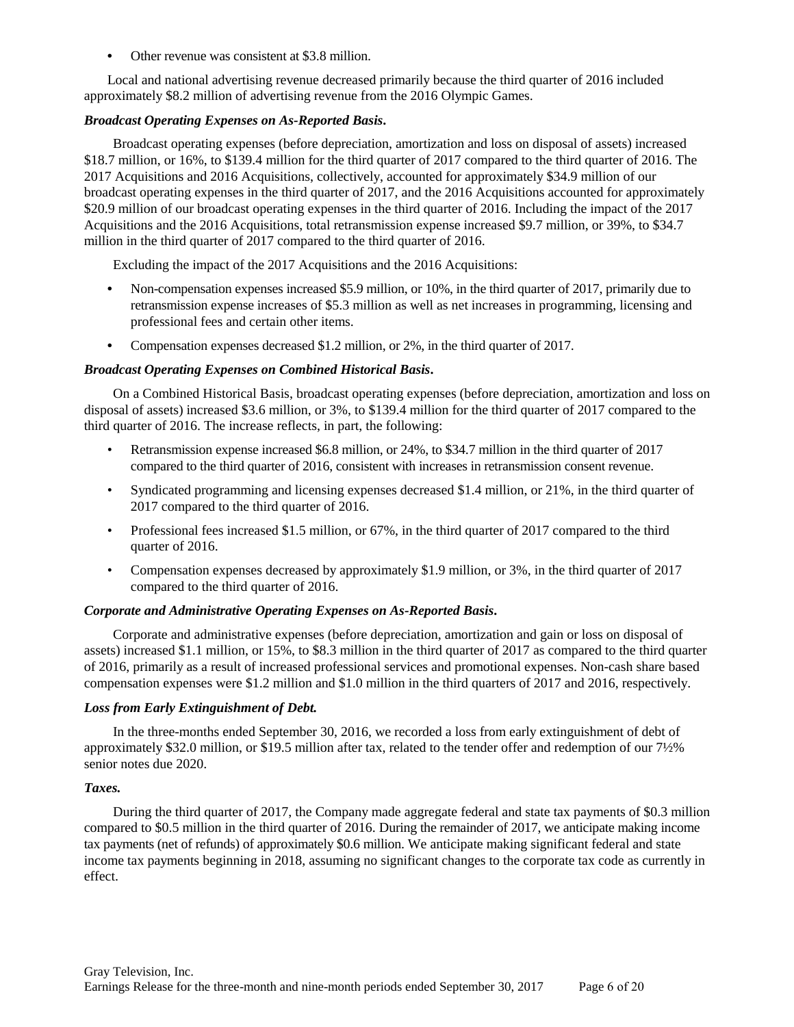- Other revenue was consistent at $3.8 million.

Local and national advertising revenue decreased primarily because the third quarter of 2016 included approximately $8.2 million of advertising revenue from the 2016 Olympic Games.

***Broadcast Operating Expenses on As-Reported Basis.***

Broadcast operating expenses (before depreciation, amortization and loss on disposal of assets) increased $18.7 million, or 16%, to $139.4 million for the third quarter of 2017 compared to the third quarter of 2016. The 2017 Acquisitions and 2016 Acquisitions, collectively, accounted for approximately $34.9 million of our broadcast operating expenses in the third quarter of 2017, and the 2016 Acquisitions accounted for approximately $20.9 million of our broadcast operating expenses in the third quarter of 2016. Including the impact of the 2017 Acquisitions and the 2016 Acquisitions, total retransmission expense increased $9.7 million, or 39%, to $34.7 million in the third quarter of 2017 compared to the third quarter of 2016.

Excluding the impact of the 2017 Acquisitions and the 2016 Acquisitions:

- Non-compensation expenses increased $5.9 million, or 10%, in the third quarter of 2017, primarily due to retransmission expense increases of $5.3 million as well as net increases in programming, licensing and professional fees and certain other items.
- Compensation expenses decreased $1.2 million, or 2%, in the third quarter of 2017.

***Broadcast Operating Expenses on Combined Historical Basis.***

On a Combined Historical Basis, broadcast operating expenses (before depreciation, amortization and loss on disposal of assets) increased $3.6 million, or 3%, to $139.4 million for the third quarter of 2017 compared to the third quarter of 2016. The increase reflects, in part, the following:

- Retransmission expense increased $6.8 million, or 24%, to $34.7 million in the third quarter of 2017 compared to the third quarter of 2016, consistent with increases in retransmission consent revenue.
- Syndicated programming and licensing expenses decreased $1.4 million, or 21%, in the third quarter of 2017 compared to the third quarter of 2016.
- Professional fees increased $1.5 million, or 67%, in the third quarter of 2017 compared to the third quarter of 2016.
- Compensation expenses decreased by approximately $1.9 million, or 3%, in the third quarter of 2017 compared to the third quarter of 2016.

***Corporate and Administrative Operating Expenses on As-Reported Basis.***

Corporate and administrative expenses (before depreciation, amortization and gain or loss on disposal of assets) increased $1.1 million, or 15%, to $8.3 million in the third quarter of 2017 as compared to the third quarter of 2016, primarily as a result of increased professional services and promotional expenses. Non-cash share based compensation expenses were $1.2 million and $1.0 million in the third quarters of 2017 and 2016, respectively.

***Loss from Early Extinguishment of Debt.***

In the three-months ended September 30, 2016, we recorded a loss from early extinguishment of debt of approximately $32.0 million, or $19.5 million after tax, related to the tender offer and redemption of our 7½% senior notes due 2020.

***Taxes.***

During the third quarter of 2017, the Company made aggregate federal and state tax payments of $0.3 million compared to $0.5 million in the third quarter of 2016. During the remainder of 2017, we anticipate making income tax payments (net of refunds) of approximately $0.6 million. We anticipate making significant federal and state income tax payments beginning in 2018, assuming no significant changes to the corporate tax code as currently in effect.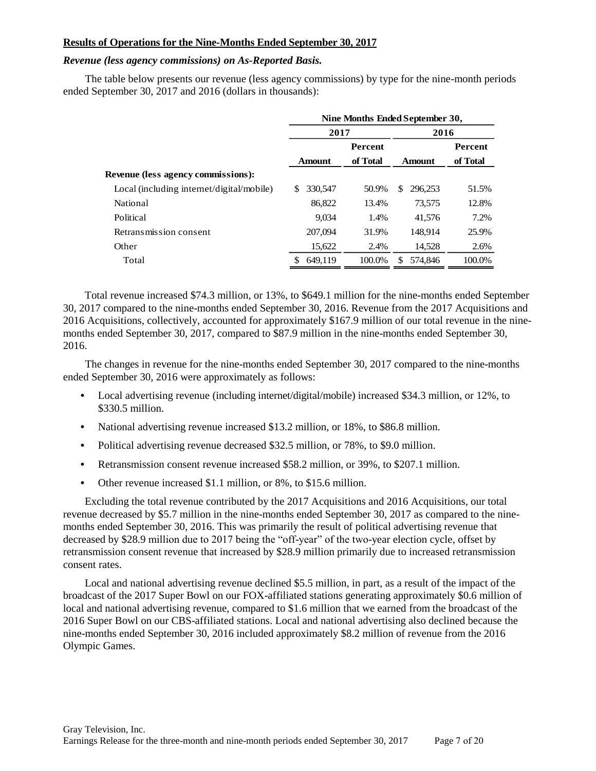**Results of Operations for the Nine-Months Ended September 30, 2017**

***Revenue (less agency commissions) on As-Reported Basis.***

The table below presents our revenue (less agency commissions) by type for the nine-month periods ended September 30, 2017 and 2016 (dollars in thousands):

| | Nine Months Ended September 30, | | | |
|---|---|---|---|---|
| | 2017 | | 2016 | |
| | Amount | Percent of Total | Amount | Percent of Total |
| **Revenue (less agency commissions):** | | | | |
| Local (including internet/digital/mobile) | $ 330,547 | 50.9% | $ 296,253 | 51.5% |
| National | 86,822 | 13.4% | 73,575 | 12.8% |
| Political | 9,034 | 1.4% | 41,576 | 7.2% |
| Retransmission consent | 207,094 | 31.9% | 148,914 | 25.9% |
| Other | 15,622 | 2.4% | 14,528 | 2.6% |
| Total | $ 649,119 | 100.0% | $ 574,846 | 100.0% |

Total revenue increased $74.3 million, or 13%, to $649.1 million for the nine-months ended September 30, 2017 compared to the nine-months ended September 30, 2016. Revenue from the 2017 Acquisitions and 2016 Acquisitions, collectively, accounted for approximately $167.9 million of our total revenue in the nine-months ended September 30, 2017, compared to $87.9 million in the nine-months ended September 30, 2016.

The changes in revenue for the nine-months ended September 30, 2017 compared to the nine-months ended September 30, 2016 were approximately as follows:

- Local advertising revenue (including internet/digital/mobile) increased $34.3 million, or 12%, to $330.5 million.
- National advertising revenue increased $13.2 million, or 18%, to $86.8 million.
- Political advertising revenue decreased $32.5 million, or 78%, to $9.0 million.
- Retransmission consent revenue increased $58.2 million, or 39%, to $207.1 million.
- Other revenue increased $1.1 million, or 8%, to $15.6 million.

Excluding the total revenue contributed by the 2017 Acquisitions and 2016 Acquisitions, our total revenue decreased by $5.7 million in the nine-months ended September 30, 2017 as compared to the nine-months ended September 30, 2016. This was primarily the result of political advertising revenue that decreased by $28.9 million due to 2017 being the "off-year" of the two-year election cycle, offset by retransmission consent revenue that increased by $28.9 million primarily due to increased retransmission consent rates.

Local and national advertising revenue declined $5.5 million, in part, as a result of the impact of the broadcast of the 2017 Super Bowl on our FOX-affiliated stations generating approximately $0.6 million of local and national advertising revenue, compared to $1.6 million that we earned from the broadcast of the 2016 Super Bowl on our CBS-affiliated stations. Local and national advertising also declined because the nine-months ended September 30, 2016 included approximately $8.2 million of revenue from the 2016 Olympic Games.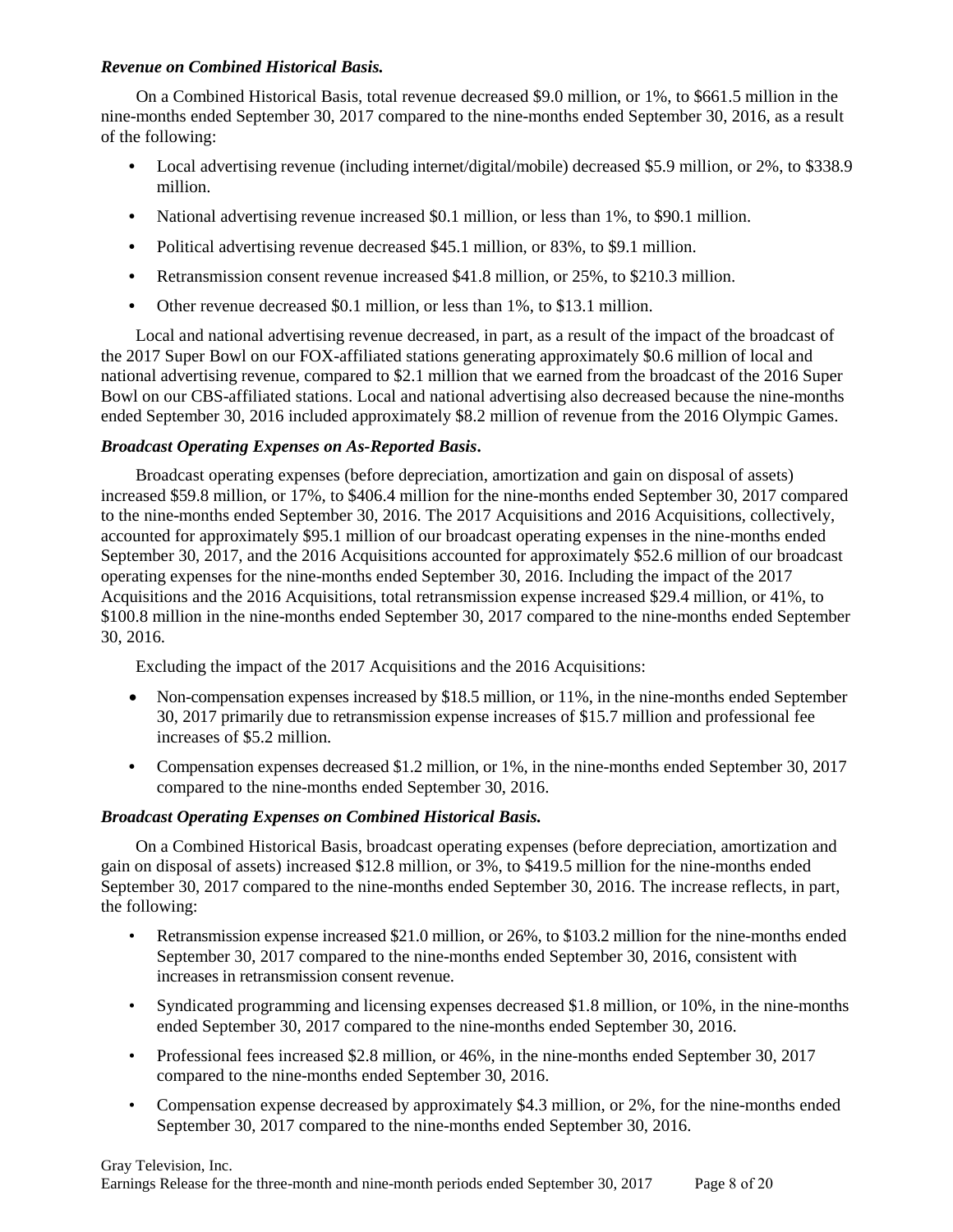***Revenue on Combined Historical Basis.***

On a Combined Historical Basis, total revenue decreased $9.0 million, or 1%, to $661.5 million in the nine-months ended September 30, 2017 compared to the nine-months ended September 30, 2016, as a result of the following:

- Local advertising revenue (including internet/digital/mobile) decreased $5.9 million, or 2%, to $338.9 million.
- National advertising revenue increased $0.1 million, or less than 1%, to $90.1 million.
- Political advertising revenue decreased $45.1 million, or 83%, to $9.1 million.
- Retransmission consent revenue increased $41.8 million, or 25%, to $210.3 million.
- Other revenue decreased $0.1 million, or less than 1%, to $13.1 million.

Local and national advertising revenue decreased, in part, as a result of the impact of the broadcast of the 2017 Super Bowl on our FOX-affiliated stations generating approximately $0.6 million of local and national advertising revenue, compared to $2.1 million that we earned from the broadcast of the 2016 Super Bowl on our CBS-affiliated stations. Local and national advertising also decreased because the nine-months ended September 30, 2016 included approximately $8.2 million of revenue from the 2016 Olympic Games.

***Broadcast Operating Expenses on As-Reported Basis.***

Broadcast operating expenses (before depreciation, amortization and gain on disposal of assets) increased $59.8 million, or 17%, to $406.4 million for the nine-months ended September 30, 2017 compared to the nine-months ended September 30, 2016. The 2017 Acquisitions and 2016 Acquisitions, collectively, accounted for approximately $95.1 million of our broadcast operating expenses in the nine-months ended September 30, 2017, and the 2016 Acquisitions accounted for approximately $52.6 million of our broadcast operating expenses for the nine-months ended September 30, 2016. Including the impact of the 2017 Acquisitions and the 2016 Acquisitions, total retransmission expense increased $29.4 million, or 41%, to $100.8 million in the nine-months ended September 30, 2017 compared to the nine-months ended September 30, 2016.

Excluding the impact of the 2017 Acquisitions and the 2016 Acquisitions:

- Non-compensation expenses increased by $18.5 million, or 11%, in the nine-months ended September 30, 2017 primarily due to retransmission expense increases of $15.7 million and professional fee increases of $5.2 million.
- Compensation expenses decreased $1.2 million, or 1%, in the nine-months ended September 30, 2017 compared to the nine-months ended September 30, 2016.

***Broadcast Operating Expenses on Combined Historical Basis.***

On a Combined Historical Basis, broadcast operating expenses (before depreciation, amortization and gain on disposal of assets) increased $12.8 million, or 3%, to $419.5 million for the nine-months ended September 30, 2017 compared to the nine-months ended September 30, 2016. The increase reflects, in part, the following:

- Retransmission expense increased $21.0 million, or 26%, to $103.2 million for the nine-months ended September 30, 2017 compared to the nine-months ended September 30, 2016, consistent with increases in retransmission consent revenue.
- Syndicated programming and licensing expenses decreased $1.8 million, or 10%, in the nine-months ended September 30, 2017 compared to the nine-months ended September 30, 2016.
- Professional fees increased $2.8 million, or 46%, in the nine-months ended September 30, 2017 compared to the nine-months ended September 30, 2016.
- Compensation expense decreased by approximately $4.3 million, or 2%, for the nine-months ended September 30, 2017 compared to the nine-months ended September 30, 2016.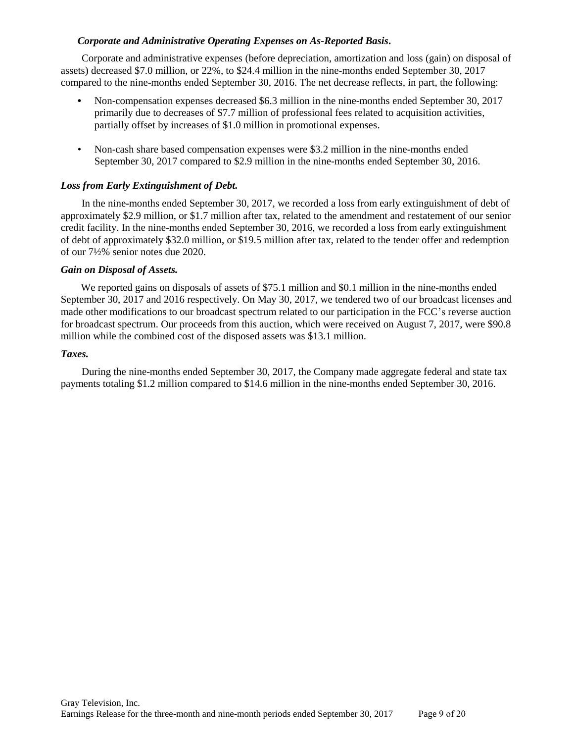***Corporate and Administrative Operating Expenses on As-Reported Basis.***

Corporate and administrative expenses (before depreciation, amortization and loss (gain) on disposal of assets) decreased $7.0 million, or 22%, to $24.4 million in the nine-months ended September 30, 2017 compared to the nine-months ended September 30, 2016. The net decrease reflects, in part, the following:

- Non-compensation expenses decreased $6.3 million in the nine-months ended September 30, 2017 primarily due to decreases of $7.7 million of professional fees related to acquisition activities, partially offset by increases of $1.0 million in promotional expenses.

- Non-cash share based compensation expenses were $3.2 million in the nine-months ended September 30, 2017 compared to $2.9 million in the nine-months ended September 30, 2016.

***Loss from Early Extinguishment of Debt.***

In the nine-months ended September 30, 2017, we recorded a loss from early extinguishment of debt of approximately $2.9 million, or $1.7 million after tax, related to the amendment and restatement of our senior credit facility. In the nine-months ended September 30, 2016, we recorded a loss from early extinguishment of debt of approximately $32.0 million, or $19.5 million after tax, related to the tender offer and redemption of our 7½% senior notes due 2020.

***Gain on Disposal of Assets.***

We reported gains on disposals of assets of $75.1 million and $0.1 million in the nine-months ended September 30, 2017 and 2016 respectively. On May 30, 2017, we tendered two of our broadcast licenses and made other modifications to our broadcast spectrum related to our participation in the FCC's reverse auction for broadcast spectrum. Our proceeds from this auction, which were received on August 7, 2017, were $90.8 million while the combined cost of the disposed assets was $13.1 million.

***Taxes.***

During the nine-months ended September 30, 2017, the Company made aggregate federal and state tax payments totaling $1.2 million compared to $14.6 million in the nine-months ended September 30, 2016.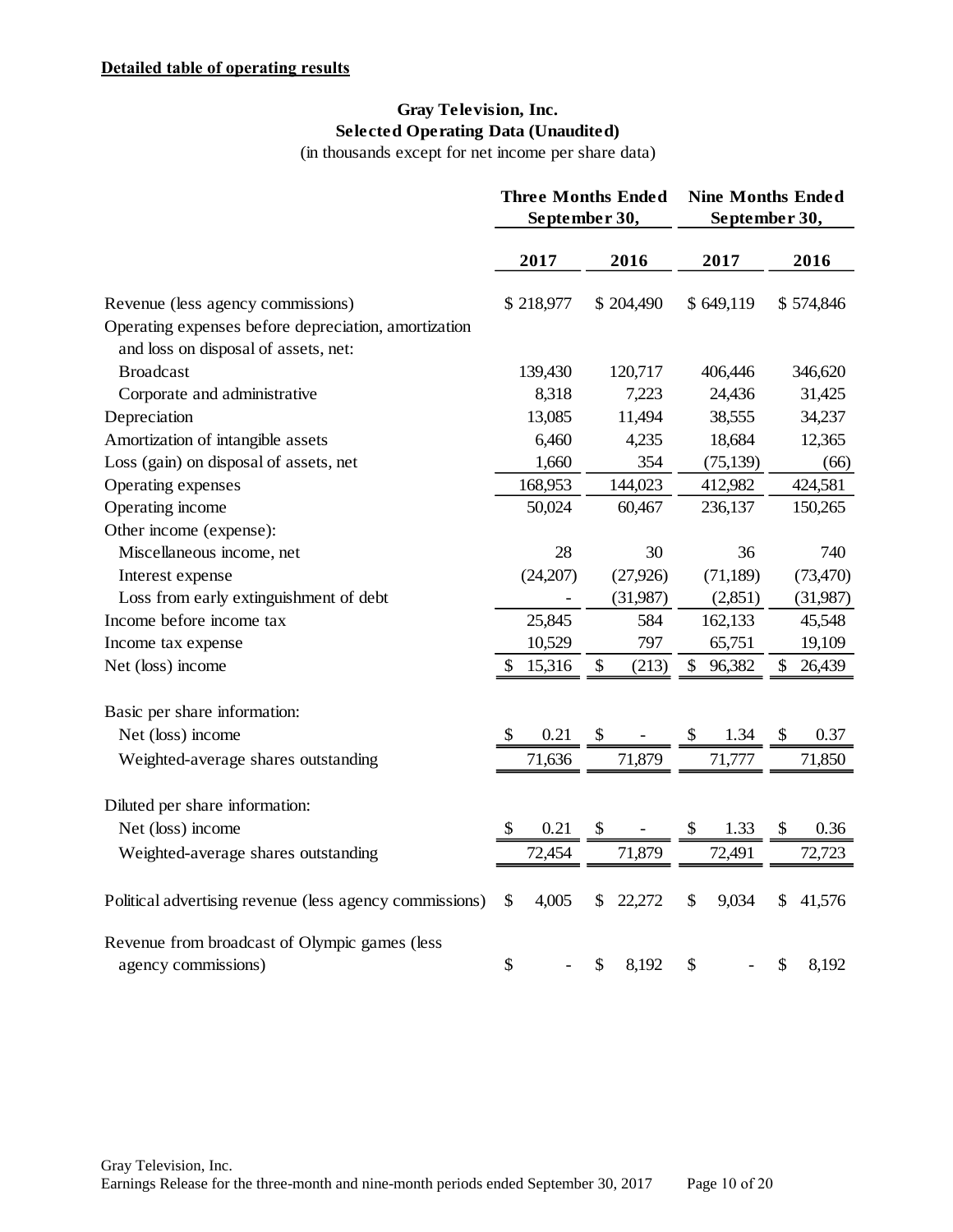**Detailed table of operating results**

**Gray Television, Inc.**
**Selected Operating Data (Unaudited)**
(in thousands except for net income per share data)

| | Three Months Ended September 30, | | Nine Months Ended September 30, | |
|---|---|---|---|---|
| | 2017 | 2016 | 2017 | 2016 |
| Revenue (less agency commissions) | $ 218,977 | $ 204,490 | $ 649,119 | $ 574,846 |
| Operating expenses before depreciation, amortization and loss on disposal of assets, net: | | | | |
| Broadcast | 139,430 | 120,717 | 406,446 | 346,620 |
| Corporate and administrative | 8,318 | 7,223 | 24,436 | 31,425 |
| Depreciation | 13,085 | 11,494 | 38,555 | 34,237 |
| Amortization of intangible assets | 6,460 | 4,235 | 18,684 | 12,365 |
| Loss (gain) on disposal of assets, net | 1,660 | 354 | (75,139) | (66) |
| Operating expenses | 168,953 | 144,023 | 412,982 | 424,581 |
| Operating income | 50,024 | 60,467 | 236,137 | 150,265 |
| Other income (expense): | | | | |
| Miscellaneous income, net | 28 | 30 | 36 | 740 |
| Interest expense | (24,207) | (27,926) | (71,189) | (73,470) |
| Loss from early extinguishment of debt | - | (31,987) | (2,851) | (31,987) |
| Income before income tax | 25,845 | 584 | 162,133 | 45,548 |
| Income tax expense | 10,529 | 797 | 65,751 | 19,109 |
| Net (loss) income | $ 15,316 | $ (213) | $ 96,382 | $ 26,439 |
| Basic per share information: | | | | |
| Net (loss) income | $ 0.21 | $ - | $ 1.34 | $ 0.37 |
| Weighted-average shares outstanding | 71,636 | 71,879 | 71,777 | 71,850 |
| Diluted per share information: | | | | |
| Net (loss) income | $ 0.21 | $ - | $ 1.33 | $ 0.36 |
| Weighted-average shares outstanding | 72,454 | 71,879 | 72,491 | 72,723 |
| Political advertising revenue (less agency commissions) | $ 4,005 | $ 22,272 | $ 9,034 | $ 41,576 |
| Revenue from broadcast of Olympic games (less agency commissions) | $ - | $ 8,192 | $ - | $ 8,192 |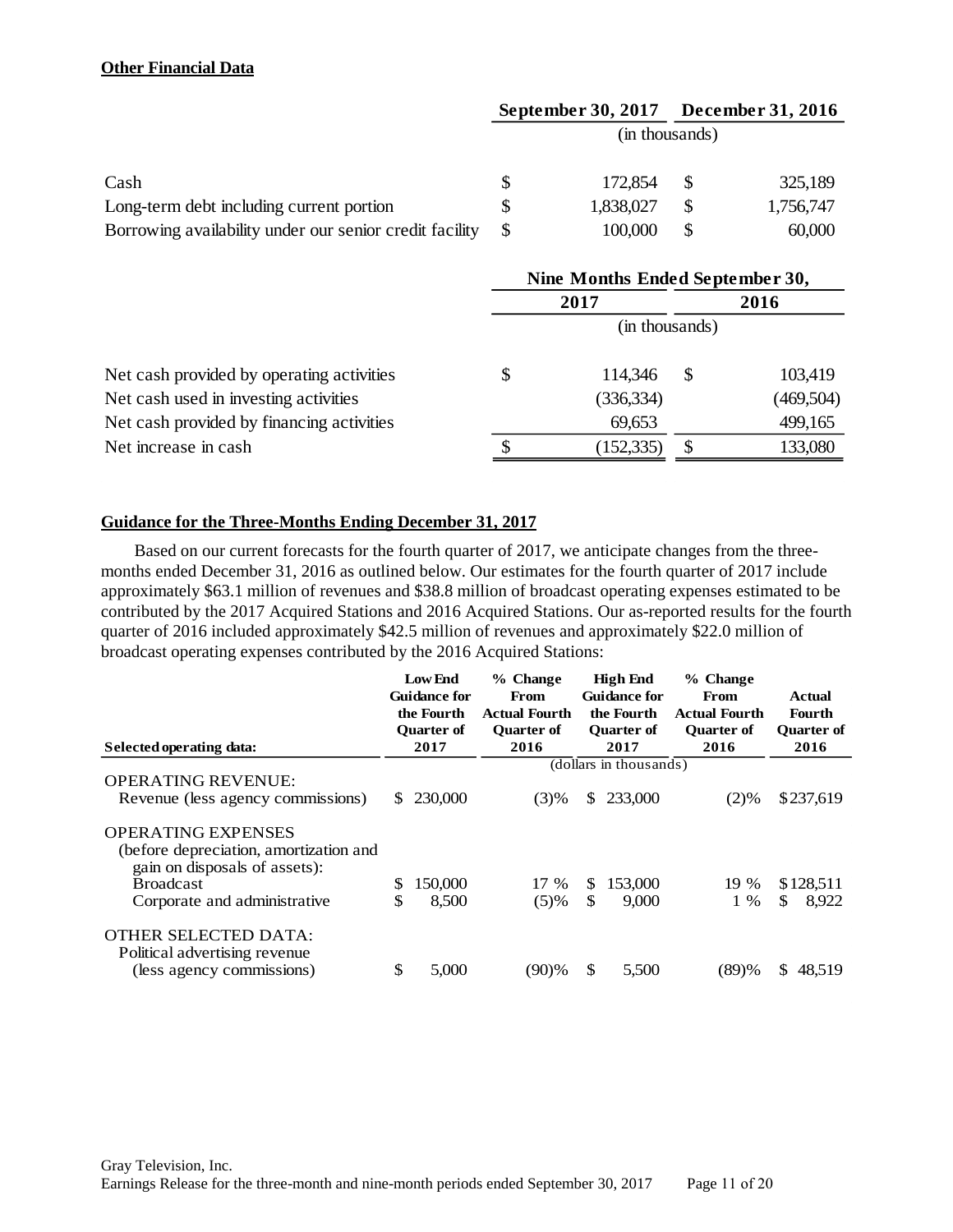**Other Financial Data**

| | September 30, 2017 | December 31, 2016 |
|---|---|---|
| | (in thousands) | |
| Cash | $ 172,854 | $ 325,189 |
| Long-term debt including current portion | $ 1,838,027 | $ 1,756,747 |
| Borrowing availability under our senior credit facility | $ 100,000 | $ 60,000 |

| | Nine Months Ended September 30, | |
|---|---|---|
| | 2017 | 2016 |
| | (in thousands) | |
| Net cash provided by operating activities | $ 114,346 | $ 103,419 |
| Net cash used in investing activities | (336,334) | (469,504) |
| Net cash provided by financing activities | 69,653 | 499,165 |
| Net increase in cash | $ (152,335) | $ 133,080 |

**Guidance for the Three-Months Ending December 31, 2017**

Based on our current forecasts for the fourth quarter of 2017, we anticipate changes from the three-months ended December 31, 2016 as outlined below. Our estimates for the fourth quarter of 2017 include approximately $63.1 million of revenues and $38.8 million of broadcast operating expenses estimated to be contributed by the 2017 Acquired Stations and 2016 Acquired Stations. Our as-reported results for the fourth quarter of 2016 included approximately $42.5 million of revenues and approximately $22.0 million of broadcast operating expenses contributed by the 2016 Acquired Stations:

| Selected operating data: | Low End Guidance for the Fourth Quarter of 2017 | % Change From Actual Fourth Quarter of 2016 | High End Guidance for the Fourth Quarter of 2017 | % Change From Actual Fourth Quarter of 2016 | Actual Fourth Quarter of 2016 |
|---|---|---|---|---|---|
| | (dollars in thousands) | | | | |
| OPERATING REVENUE: | | | | | |
| Revenue (less agency commissions) | $ 230,000 | (3)% | $ 233,000 | (2)% | $ 237,619 |
| OPERATING EXPENSES (before depreciation, amortization and gain on disposals of assets): | | | | | |
| Broadcast | $ 150,000 | 17 % | $ 153,000 | 19 % | $ 128,511 |
| Corporate and administrative | $ 8,500 | (5)% | $ 9,000 | 1 % | $ 8,922 |
| OTHER SELECTED DATA: | | | | | |
| Political advertising revenue (less agency commissions) | $ 5,000 | (90)% | $ 5,500 | (89)% | $ 48,519 |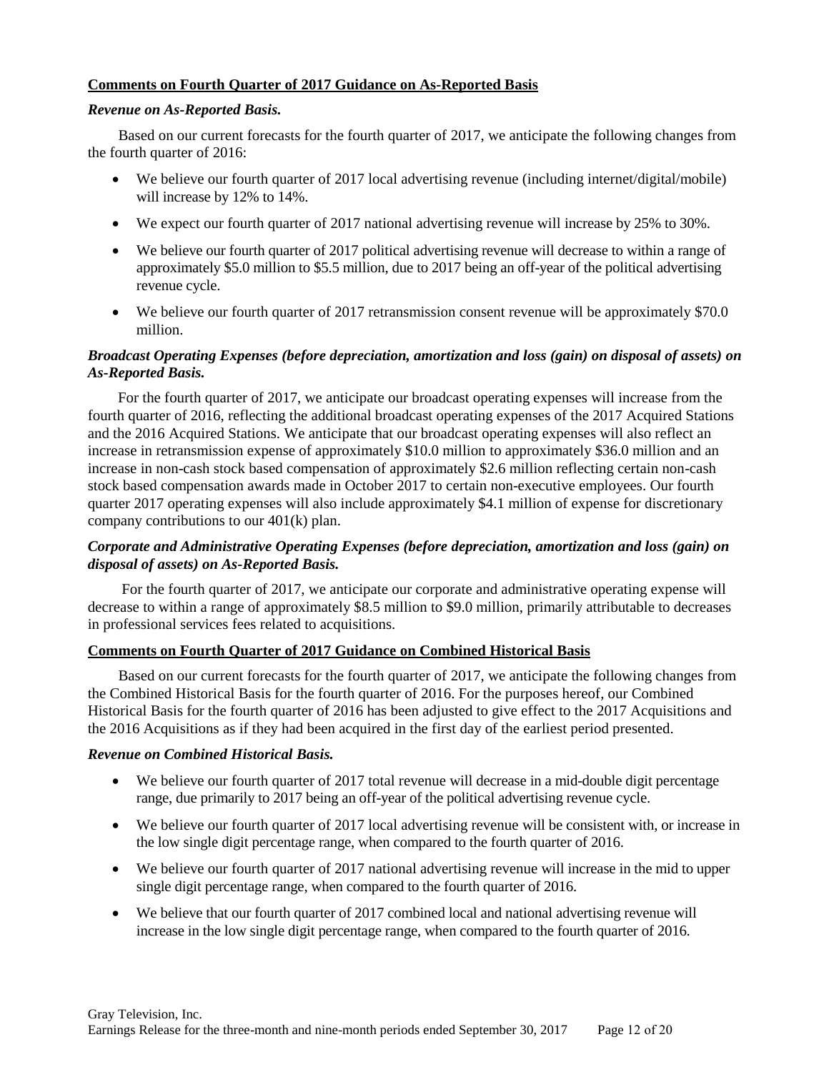**Comments on Fourth Quarter of 2017 Guidance on As-Reported Basis**

***Revenue on As-Reported Basis.***

Based on our current forecasts for the fourth quarter of 2017, we anticipate the following changes from the fourth quarter of 2016:

- We believe our fourth quarter of 2017 local advertising revenue (including internet/digital/mobile) will increase by 12% to 14%.
- We expect our fourth quarter of 2017 national advertising revenue will increase by 25% to 30%.
- We believe our fourth quarter of 2017 political advertising revenue will decrease to within a range of approximately $5.0 million to $5.5 million, due to 2017 being an off-year of the political advertising revenue cycle.
- We believe our fourth quarter of 2017 retransmission consent revenue will be approximately $70.0 million.

***Broadcast Operating Expenses (before depreciation, amortization and loss (gain) on disposal of assets) on As-Reported Basis.***

For the fourth quarter of 2017, we anticipate our broadcast operating expenses will increase from the fourth quarter of 2016, reflecting the additional broadcast operating expenses of the 2017 Acquired Stations and the 2016 Acquired Stations. We anticipate that our broadcast operating expenses will also reflect an increase in retransmission expense of approximately $10.0 million to approximately $36.0 million and an increase in non-cash stock based compensation of approximately $2.6 million reflecting certain non-cash stock based compensation awards made in October 2017 to certain non-executive employees. Our fourth quarter 2017 operating expenses will also include approximately $4.1 million of expense for discretionary company contributions to our 401(k) plan.

***Corporate and Administrative Operating Expenses (before depreciation, amortization and loss (gain) on disposal of assets) on As-Reported Basis.***

For the fourth quarter of 2017, we anticipate our corporate and administrative operating expense will decrease to within a range of approximately $8.5 million to $9.0 million, primarily attributable to decreases in professional services fees related to acquisitions.

**Comments on Fourth Quarter of 2017 Guidance on Combined Historical Basis**

Based on our current forecasts for the fourth quarter of 2017, we anticipate the following changes from the Combined Historical Basis for the fourth quarter of 2016. For the purposes hereof, our Combined Historical Basis for the fourth quarter of 2016 has been adjusted to give effect to the 2017 Acquisitions and the 2016 Acquisitions as if they had been acquired in the first day of the earliest period presented.

***Revenue on Combined Historical Basis.***

- We believe our fourth quarter of 2017 total revenue will decrease in a mid-double digit percentage range, due primarily to 2017 being an off-year of the political advertising revenue cycle.
- We believe our fourth quarter of 2017 local advertising revenue will be consistent with, or increase in the low single digit percentage range, when compared to the fourth quarter of 2016.
- We believe our fourth quarter of 2017 national advertising revenue will increase in the mid to upper single digit percentage range, when compared to the fourth quarter of 2016.
- We believe that our fourth quarter of 2017 combined local and national advertising revenue will increase in the low single digit percentage range, when compared to the fourth quarter of 2016.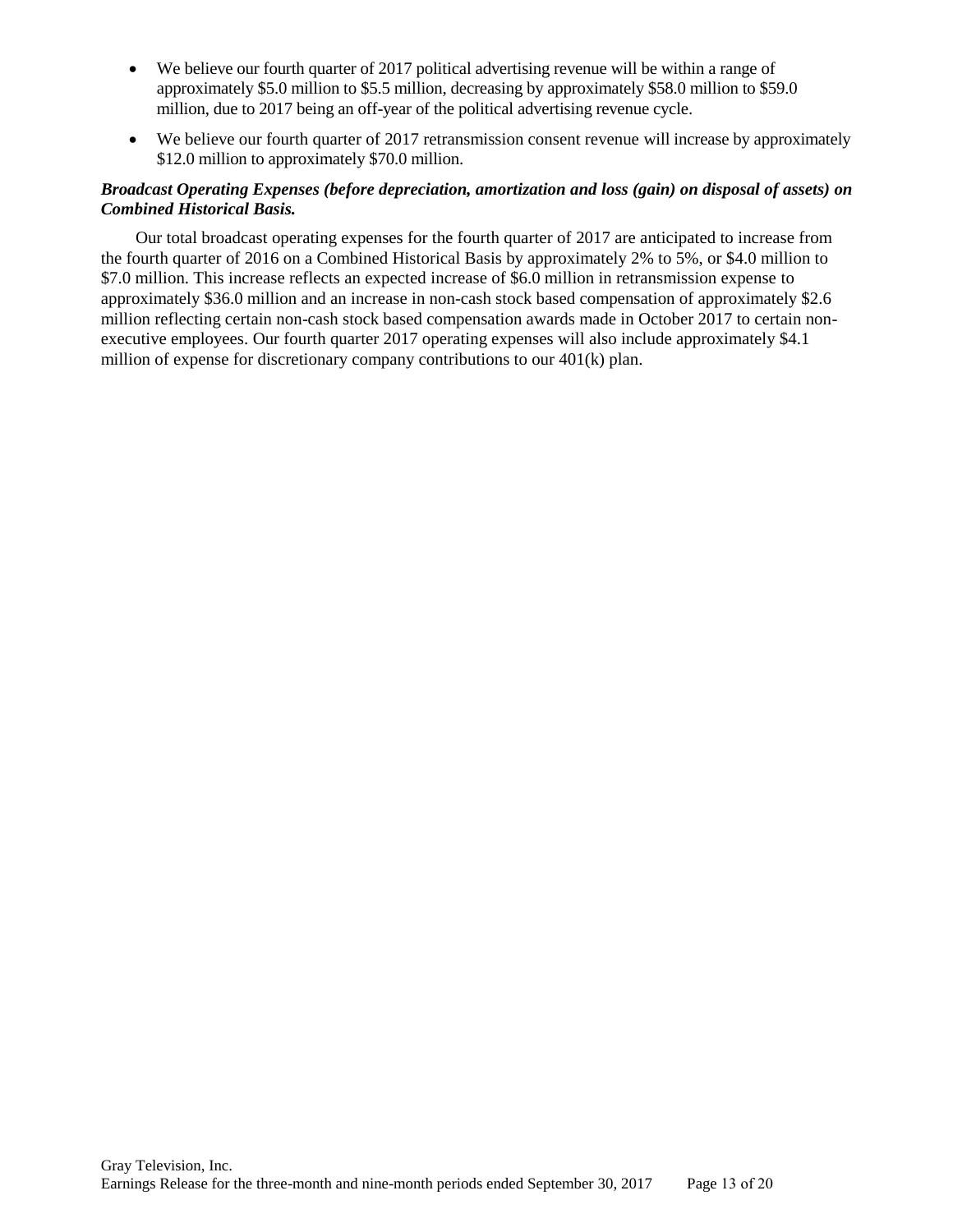- We believe our fourth quarter of 2017 political advertising revenue will be within a range of approximately $5.0 million to $5.5 million, decreasing by approximately $58.0 million to $59.0 million, due to 2017 being an off-year of the political advertising revenue cycle.
- We believe our fourth quarter of 2017 retransmission consent revenue will increase by approximately $12.0 million to approximately $70.0 million.

***Broadcast Operating Expenses (before depreciation, amortization and loss (gain) on disposal of assets) on Combined Historical Basis.***

Our total broadcast operating expenses for the fourth quarter of 2017 are anticipated to increase from the fourth quarter of 2016 on a Combined Historical Basis by approximately 2% to 5%, or $4.0 million to $7.0 million. This increase reflects an expected increase of $6.0 million in retransmission expense to approximately $36.0 million and an increase in non-cash stock based compensation of approximately $2.6 million reflecting certain non-cash stock based compensation awards made in October 2017 to certain non-executive employees. Our fourth quarter 2017 operating expenses will also include approximately $4.1 million of expense for discretionary company contributions to our 401(k) plan.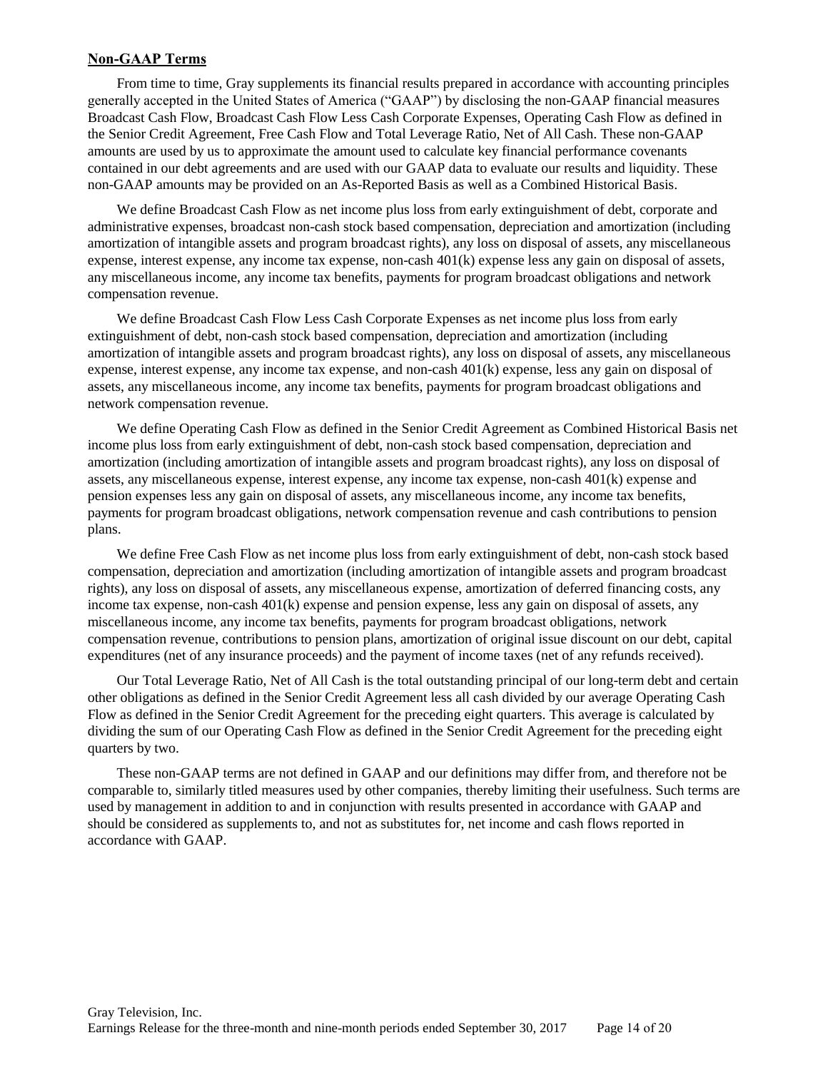## Non-GAAP Terms

From time to time, Gray supplements its financial results prepared in accordance with accounting principles generally accepted in the United States of America ("GAAP") by disclosing the non-GAAP financial measures Broadcast Cash Flow, Broadcast Cash Flow Less Cash Corporate Expenses, Operating Cash Flow as defined in the Senior Credit Agreement, Free Cash Flow and Total Leverage Ratio, Net of All Cash. These non-GAAP amounts are used by us to approximate the amount used to calculate key financial performance covenants contained in our debt agreements and are used with our GAAP data to evaluate our results and liquidity. These non-GAAP amounts may be provided on an As-Reported Basis as well as a Combined Historical Basis.

We define Broadcast Cash Flow as net income plus loss from early extinguishment of debt, corporate and administrative expenses, broadcast non-cash stock based compensation, depreciation and amortization (including amortization of intangible assets and program broadcast rights), any loss on disposal of assets, any miscellaneous expense, interest expense, any income tax expense, non-cash 401(k) expense less any gain on disposal of assets, any miscellaneous income, any income tax benefits, payments for program broadcast obligations and network compensation revenue.

We define Broadcast Cash Flow Less Cash Corporate Expenses as net income plus loss from early extinguishment of debt, non-cash stock based compensation, depreciation and amortization (including amortization of intangible assets and program broadcast rights), any loss on disposal of assets, any miscellaneous expense, interest expense, any income tax expense, and non-cash 401(k) expense, less any gain on disposal of assets, any miscellaneous income, any income tax benefits, payments for program broadcast obligations and network compensation revenue.

We define Operating Cash Flow as defined in the Senior Credit Agreement as Combined Historical Basis net income plus loss from early extinguishment of debt, non-cash stock based compensation, depreciation and amortization (including amortization of intangible assets and program broadcast rights), any loss on disposal of assets, any miscellaneous expense, interest expense, any income tax expense, non-cash 401(k) expense and pension expenses less any gain on disposal of assets, any miscellaneous income, any income tax benefits, payments for program broadcast obligations, network compensation revenue and cash contributions to pension plans.

We define Free Cash Flow as net income plus loss from early extinguishment of debt, non-cash stock based compensation, depreciation and amortization (including amortization of intangible assets and program broadcast rights), any loss on disposal of assets, any miscellaneous expense, amortization of deferred financing costs, any income tax expense, non-cash 401(k) expense and pension expense, less any gain on disposal of assets, any miscellaneous income, any income tax benefits, payments for program broadcast obligations, network compensation revenue, contributions to pension plans, amortization of original issue discount on our debt, capital expenditures (net of any insurance proceeds) and the payment of income taxes (net of any refunds received).

Our Total Leverage Ratio, Net of All Cash is the total outstanding principal of our long-term debt and certain other obligations as defined in the Senior Credit Agreement less all cash divided by our average Operating Cash Flow as defined in the Senior Credit Agreement for the preceding eight quarters. This average is calculated by dividing the sum of our Operating Cash Flow as defined in the Senior Credit Agreement for the preceding eight quarters by two.

These non-GAAP terms are not defined in GAAP and our definitions may differ from, and therefore not be comparable to, similarly titled measures used by other companies, thereby limiting their usefulness. Such terms are used by management in addition to and in conjunction with results presented in accordance with GAAP and should be considered as supplements to, and not as substitutes for, net income and cash flows reported in accordance with GAAP.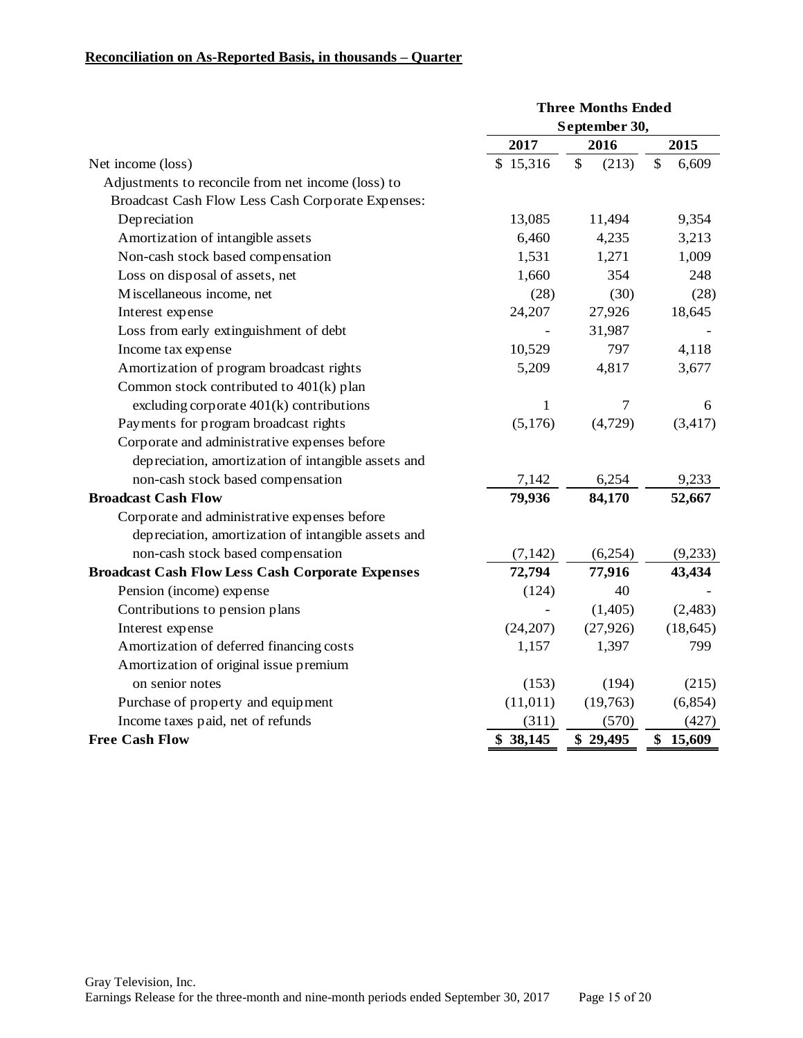**Reconciliation on As-Reported Basis, in thousands – Quarter**

| | Three Months Ended September 30, | | |
|---|---|---|---|
| | 2017 | 2016 | 2015 |
| Net income (loss) | $ 15,316 | $ (213) | $ 6,609 |
| Adjustments to reconcile from net income (loss) to Broadcast Cash Flow Less Cash Corporate Expenses: | | | |
| Depreciation | 13,085 | 11,494 | 9,354 |
| Amortization of intangible assets | 6,460 | 4,235 | 3,213 |
| Non-cash stock based compensation | 1,531 | 1,271 | 1,009 |
| Loss on disposal of assets, net | 1,660 | 354 | 248 |
| Miscellaneous income, net | (28) | (30) | (28) |
| Interest expense | 24,207 | 27,926 | 18,645 |
| Loss from early extinguishment of debt | - | 31,987 | - |
| Income tax expense | 10,529 | 797 | 4,118 |
| Amortization of program broadcast rights | 5,209 | 4,817 | 3,677 |
| Common stock contributed to 401(k) plan excluding corporate 401(k) contributions | 1 | 7 | 6 |
| Payments for program broadcast rights | (5,176) | (4,729) | (3,417) |
| Corporate and administrative expenses before depreciation, amortization of intangible assets and non-cash stock based compensation | 7,142 | 6,254 | 9,233 |
| **Broadcast Cash Flow** | **79,936** | **84,170** | **52,667** |
| Corporate and administrative expenses before depreciation, amortization of intangible assets and non-cash stock based compensation | (7,142) | (6,254) | (9,233) |
| **Broadcast Cash Flow Less Cash Corporate Expenses** | **72,794** | **77,916** | **43,434** |
| Pension (income) expense | (124) | 40 | - |
| Contributions to pension plans | - | (1,405) | (2,483) |
| Interest expense | (24,207) | (27,926) | (18,645) |
| Amortization of deferred financing costs | 1,157 | 1,397 | 799 |
| Amortization of original issue premium on senior notes | (153) | (194) | (215) |
| Purchase of property and equipment | (11,011) | (19,763) | (6,854) |
| Income taxes paid, net of refunds | (311) | (570) | (427) |
| **Free Cash Flow** | **$ 38,145** | **$ 29,495** | **$ 15,609** |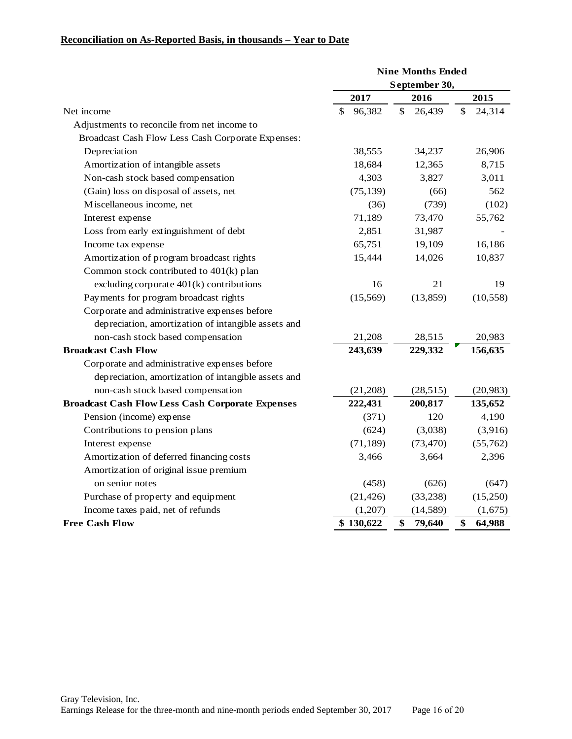**<u>Reconciliation on As-Reported Basis, in thousands – Year to Date</u>**

| | Nine Months Ended September 30, | | |
|---|---|---|---|
| | 2017 | 2016 | 2015 |
| Net income | $ 96,382 | $ 26,439 | $ 24,314 |
| Adjustments to reconcile from net income to | | | |
| Broadcast Cash Flow Less Cash Corporate Expenses: | | | |
| Depreciation | 38,555 | 34,237 | 26,906 |
| Amortization of intangible assets | 18,684 | 12,365 | 8,715 |
| Non-cash stock based compensation | 4,303 | 3,827 | 3,011 |
| (Gain) loss on disposal of assets, net | (75,139) | (66) | 562 |
| Miscellaneous income, net | (36) | (739) | (102) |
| Interest expense | 71,189 | 73,470 | 55,762 |
| Loss from early extinguishment of debt | 2,851 | 31,987 | - |
| Income tax expense | 65,751 | 19,109 | 16,186 |
| Amortization of program broadcast rights | 15,444 | 14,026 | 10,837 |
| Common stock contributed to 401(k) plan excluding corporate 401(k) contributions | 16 | 21 | 19 |
| Payments for program broadcast rights | (15,569) | (13,859) | (10,558) |
| Corporate and administrative expenses before depreciation, amortization of intangible assets and non-cash stock based compensation | 21,208 | 28,515 | 20,983 |
| **Broadcast Cash Flow** | **243,639** | **229,332** | **156,635** |
| Corporate and administrative expenses before depreciation, amortization of intangible assets and non-cash stock based compensation | (21,208) | (28,515) | (20,983) |
| **Broadcast Cash Flow Less Cash Corporate Expenses** | **222,431** | **200,817** | **135,652** |
| Pension (income) expense | (371) | 120 | 4,190 |
| Contributions to pension plans | (624) | (3,038) | (3,916) |
| Interest expense | (71,189) | (73,470) | (55,762) |
| Amortization of deferred financing costs | 3,466 | 3,664 | 2,396 |
| Amortization of original issue premium on senior notes | (458) | (626) | (647) |
| Purchase of property and equipment | (21,426) | (33,238) | (15,250) |
| Income taxes paid, net of refunds | (1,207) | (14,589) | (1,675) |
| **Free Cash Flow** | **$ 130,622** | **$ 79,640** | **$ 64,988** |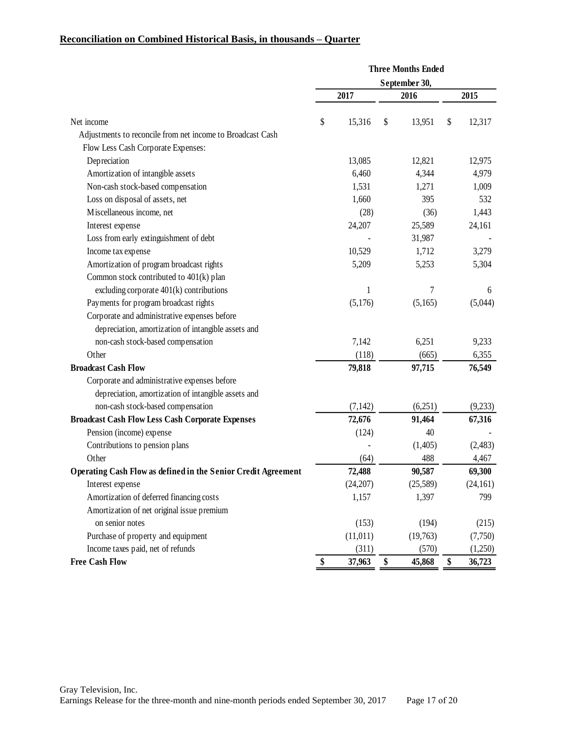**Reconciliation on Combined Historical Basis, in thousands – Quarter**

| | Three Months Ended September 30, | | |
|---|---|---|---|
| | 2017 | 2016 | 2015 |
| Net income | $ 15,316 | $ 13,951 | $ 12,317 |
| Adjustments to reconcile from net income to Broadcast Cash Flow Less Cash Corporate Expenses: | | | |
| Depreciation | 13,085 | 12,821 | 12,975 |
| Amortization of intangible assets | 6,460 | 4,344 | 4,979 |
| Non-cash stock-based compensation | 1,531 | 1,271 | 1,009 |
| Loss on disposal of assets, net | 1,660 | 395 | 532 |
| Miscellaneous income, net | (28) | (36) | 1,443 |
| Interest expense | 24,207 | 25,589 | 24,161 |
| Loss from early extinguishment of debt | - | 31,987 | - |
| Income tax expense | 10,529 | 1,712 | 3,279 |
| Amortization of program broadcast rights | 5,209 | 5,253 | 5,304 |
| Common stock contributed to 401(k) plan excluding corporate 401(k) contributions | 1 | 7 | 6 |
| Payments for program broadcast rights | (5,176) | (5,165) | (5,044) |
| Corporate and administrative expenses before depreciation, amortization of intangible assets and non-cash stock-based compensation | 7,142 | 6,251 | 9,233 |
| Other | (118) | (665) | 6,355 |
| **Broadcast Cash Flow** | **79,818** | **97,715** | **76,549** |
| Corporate and administrative expenses before depreciation, amortization of intangible assets and non-cash stock-based compensation | (7,142) | (6,251) | (9,233) |
| **Broadcast Cash Flow Less Cash Corporate Expenses** | **72,676** | **91,464** | **67,316** |
| Pension (income) expense | (124) | 40 | - |
| Contributions to pension plans | - | (1,405) | (2,483) |
| Other | (64) | 488 | 4,467 |
| **Operating Cash Flow as defined in the Senior Credit Agreement** | **72,488** | **90,587** | **69,300** |
| Interest expense | (24,207) | (25,589) | (24,161) |
| Amortization of deferred financing costs | 1,157 | 1,397 | 799 |
| Amortization of net original issue premium on senior notes | (153) | (194) | (215) |
| Purchase of property and equipment | (11,011) | (19,763) | (7,750) |
| Income taxes paid, net of refunds | (311) | (570) | (1,250) |
| **Free Cash Flow** | **$ 37,963** | **$ 45,868** | **$ 36,723** |

Gray Television, Inc.
Earnings Release for the three-month and nine-month periods ended September 30, 2017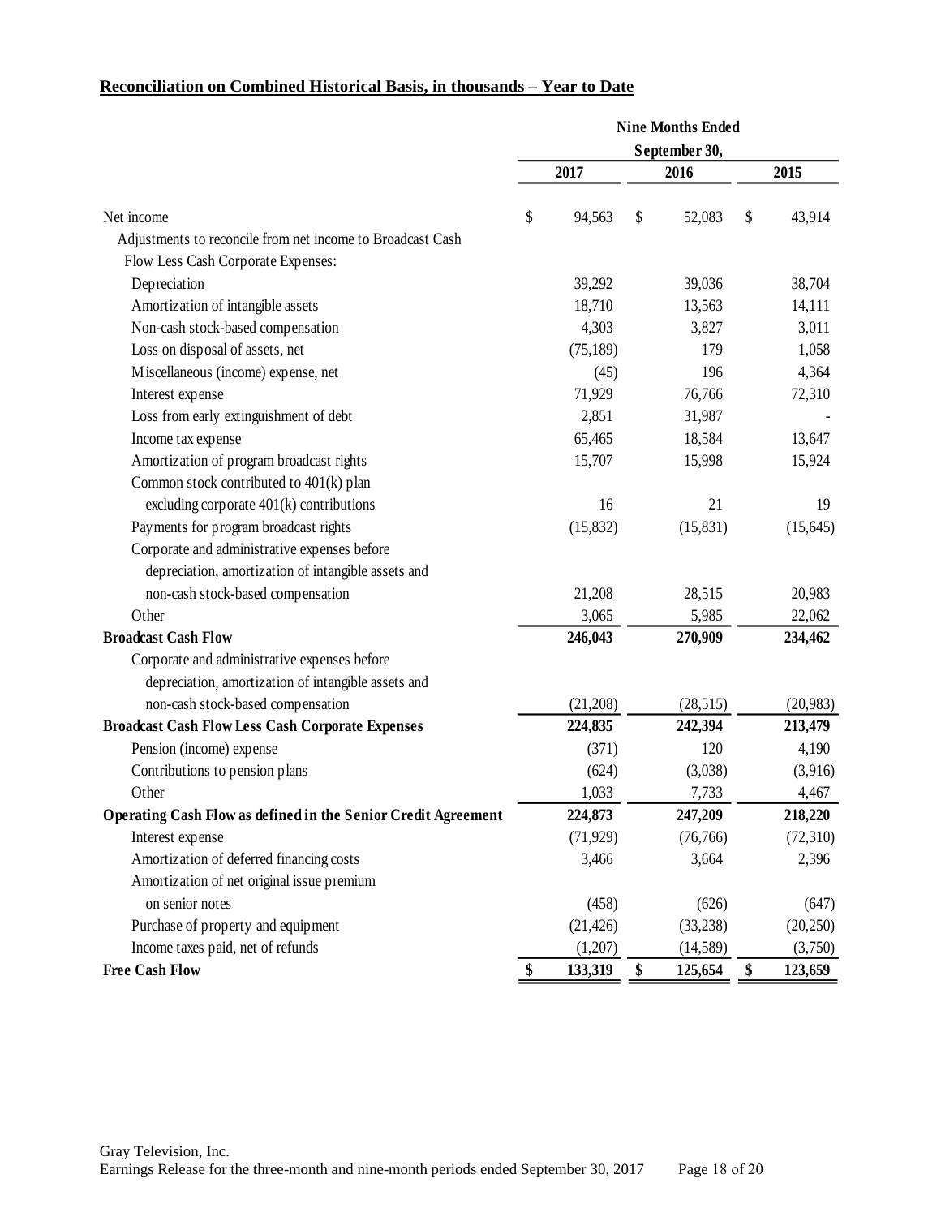**Reconciliation on Combined Historical Basis, in thousands – Year to Date**

| | Nine Months Ended September 30, | | |
|---|---|---|---|
| | 2017 | 2016 | 2015 |
| Net income | $ 94,563 | $ 52,083 | $ 43,914 |
| Adjustments to reconcile from net income to Broadcast Cash Flow Less Cash Corporate Expenses: | | | |
| Depreciation | 39,292 | 39,036 | 38,704 |
| Amortization of intangible assets | 18,710 | 13,563 | 14,111 |
| Non-cash stock-based compensation | 4,303 | 3,827 | 3,011 |
| Loss on disposal of assets, net | (75,189) | 179 | 1,058 |
| Miscellaneous (income) expense, net | (45) | 196 | 4,364 |
| Interest expense | 71,929 | 76,766 | 72,310 |
| Loss from early extinguishment of debt | 2,851 | 31,987 | - |
| Income tax expense | 65,465 | 18,584 | 13,647 |
| Amortization of program broadcast rights | 15,707 | 15,998 | 15,924 |
| Common stock contributed to 401(k) plan excluding corporate 401(k) contributions | 16 | 21 | 19 |
| Payments for program broadcast rights | (15,832) | (15,831) | (15,645) |
| Corporate and administrative expenses before depreciation, amortization of intangible assets and non-cash stock-based compensation | 21,208 | 28,515 | 20,983 |
| Other | 3,065 | 5,985 | 22,062 |
| **Broadcast Cash Flow** | **246,043** | **270,909** | **234,462** |
| Corporate and administrative expenses before depreciation, amortization of intangible assets and non-cash stock-based compensation | (21,208) | (28,515) | (20,983) |
| **Broadcast Cash Flow Less Cash Corporate Expenses** | **224,835** | **242,394** | **213,479** |
| Pension (income) expense | (371) | 120 | 4,190 |
| Contributions to pension plans | (624) | (3,038) | (3,916) |
| Other | 1,033 | 7,733 | 4,467 |
| **Operating Cash Flow as defined in the Senior Credit Agreement** | **224,873** | **247,209** | **218,220** |
| Interest expense | (71,929) | (76,766) | (72,310) |
| Amortization of deferred financing costs | 3,466 | 3,664 | 2,396 |
| Amortization of net original issue premium on senior notes | (458) | (626) | (647) |
| Purchase of property and equipment | (21,426) | (33,238) | (20,250) |
| Income taxes paid, net of refunds | (1,207) | (14,589) | (3,750) |
| **Free Cash Flow** | **$ 133,319** | **$ 125,654** | **$ 123,659** |

Gray Television, Inc.
Earnings Release for the three-month and nine-month periods ended September 30, 2017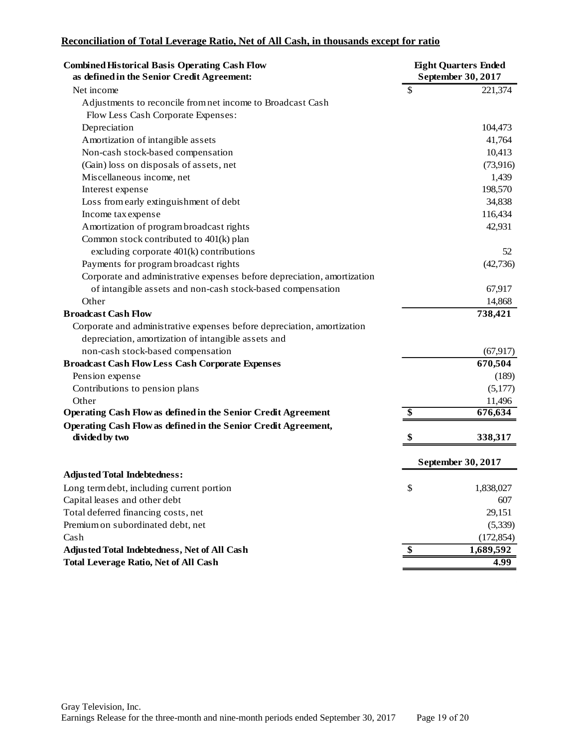**Reconciliation of Total Leverage Ratio, Net of All Cash, in thousands except for ratio**

| Combined Historical Basis Operating Cash Flow as defined in the Senior Credit Agreement: | Eight Quarters Ended September 30, 2017 |
|---|---|
| Net income | $ 221,374 |
| Adjustments to reconcile from net income to Broadcast Cash Flow Less Cash Corporate Expenses: | |
| Depreciation | 104,473 |
| Amortization of intangible assets | 41,764 |
| Non-cash stock-based compensation | 10,413 |
| (Gain) loss on disposals of assets, net | (73,916) |
| Miscellaneous income, net | 1,439 |
| Interest expense | 198,570 |
| Loss from early extinguishment of debt | 34,838 |
| Income tax expense | 116,434 |
| Amortization of program broadcast rights | 42,931 |
| Common stock contributed to 401(k) plan excluding corporate 401(k) contributions | 52 |
| Payments for program broadcast rights | (42,736) |
| Corporate and administrative expenses before depreciation, amortization of intangible assets and non-cash stock-based compensation | 67,917 |
| Other | 14,868 |
| **Broadcast Cash Flow** | **738,421** |
| Corporate and administrative expenses before depreciation, amortization depreciation, amortization of intangible assets and non-cash stock-based compensation | (67,917) |
| **Broadcast Cash Flow Less Cash Corporate Expenses** | **670,504** |
| Pension expense | (189) |
| Contributions to pension plans | (5,177) |
| Other | 11,496 |
| **Operating Cash Flow as defined in the Senior Credit Agreement** | **$ 676,634** |
| **Operating Cash Flow as defined in the Senior Credit Agreement, divided by two** | **$ 338,317** |

| | September 30, 2017 |
|---|---|
| **Adjusted Total Indebtedness:** | |
| Long term debt, including current portion | $ 1,838,027 |
| Capital leases and other debt | 607 |
| Total deferred financing costs, net | 29,151 |
| Premium on subordinated debt, net | (5,339) |
| Cash | (172,854) |
| **Adjusted Total Indebtedness, Net of All Cash** | **$ 1,689,592** |
| **Total Leverage Ratio, Net of All Cash** | **4.99** |

Gray Television, Inc.
Earnings Release for the three-month and nine-month periods ended September 30, 2017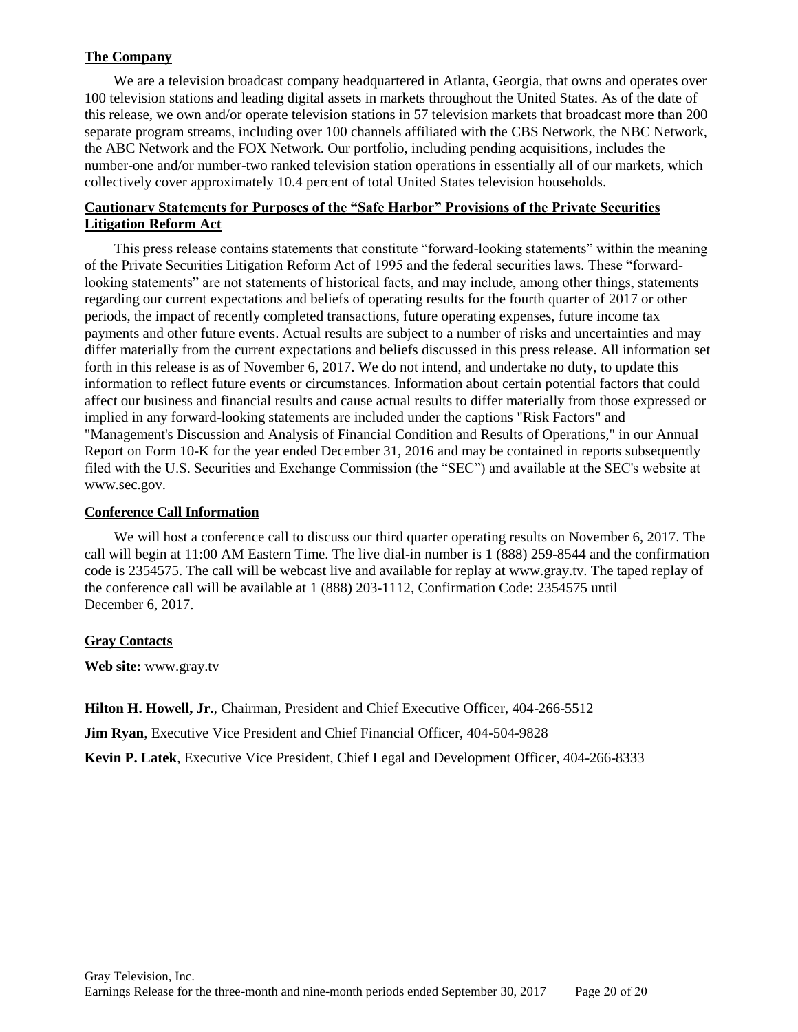## The Company

We are a television broadcast company headquartered in Atlanta, Georgia, that owns and operates over 100 television stations and leading digital assets in markets throughout the United States. As of the date of this release, we own and/or operate television stations in 57 television markets that broadcast more than 200 separate program streams, including over 100 channels affiliated with the CBS Network, the NBC Network, the ABC Network and the FOX Network. Our portfolio, including pending acquisitions, includes the number-one and/or number-two ranked television station operations in essentially all of our markets, which collectively cover approximately 10.4 percent of total United States television households.

## Cautionary Statements for Purposes of the "Safe Harbor" Provisions of the Private Securities Litigation Reform Act

This press release contains statements that constitute "forward-looking statements" within the meaning of the Private Securities Litigation Reform Act of 1995 and the federal securities laws. These "forward-looking statements" are not statements of historical facts, and may include, among other things, statements regarding our current expectations and beliefs of operating results for the fourth quarter of 2017 or other periods, the impact of recently completed transactions, future operating expenses, future income tax payments and other future events. Actual results are subject to a number of risks and uncertainties and may differ materially from the current expectations and beliefs discussed in this press release. All information set forth in this release is as of November 6, 2017. We do not intend, and undertake no duty, to update this information to reflect future events or circumstances. Information about certain potential factors that could affect our business and financial results and cause actual results to differ materially from those expressed or implied in any forward-looking statements are included under the captions "Risk Factors" and "Management's Discussion and Analysis of Financial Condition and Results of Operations," in our Annual Report on Form 10-K for the year ended December 31, 2016 and may be contained in reports subsequently filed with the U.S. Securities and Exchange Commission (the "SEC") and available at the SEC's website at www.sec.gov.

## Conference Call Information

We will host a conference call to discuss our third quarter operating results on November 6, 2017. The call will begin at 11:00 AM Eastern Time. The live dial-in number is 1 (888) 259-8544 and the confirmation code is 2354575. The call will be webcast live and available for replay at www.gray.tv. The taped replay of the conference call will be available at 1 (888) 203-1112, Confirmation Code: 2354575 until December 6, 2017.

## Gray Contacts

**Web site:** www.gray.tv

**Hilton H. Howell, Jr.**, Chairman, President and Chief Executive Officer, 404-266-5512

**Jim Ryan**, Executive Vice President and Chief Financial Officer, 404-504-9828

**Kevin P. Latek**, Executive Vice President, Chief Legal and Development Officer, 404-266-8333